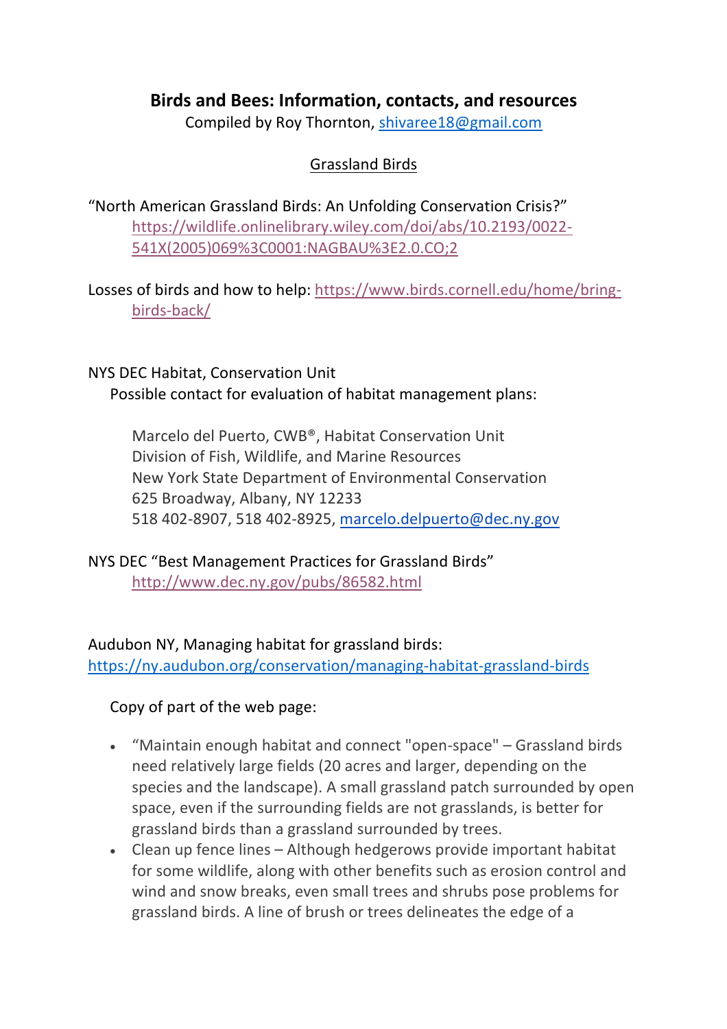# Birds and Bees: Information, contacts, and resources

Compiled by Roy Thornton, shivaree18@gmail.com

## Grassland Birds

"North American Grassland Birds: An Unfolding Conservation Crisis?"
https://wildlife.onlinelibrary.wiley.com/doi/abs/10.2193/0022-541X(2005)069%3C0001:NAGBAU%3E2.0.CO;2

Losses of birds and how to help: https://www.birds.cornell.edu/home/bring-birds-back/

NYS DEC Habitat, Conservation Unit
Possible contact for evaluation of habitat management plans:

Marcelo del Puerto, CWB®, Habitat Conservation Unit
Division of Fish, Wildlife, and Marine Resources
New York State Department of Environmental Conservation
625 Broadway, Albany, NY 12233
518 402-8907, 518 402-8925, marcelo.delpuerto@dec.ny.gov

NYS DEC "Best Management Practices for Grassland Birds"
http://www.dec.ny.gov/pubs/86582.html

Audubon NY, Managing habitat for grassland birds:
https://ny.audubon.org/conservation/managing-habitat-grassland-birds

Copy of part of the web page:

- "Maintain enough habitat and connect "open-space" – Grassland birds need relatively large fields (20 acres and larger, depending on the species and the landscape). A small grassland patch surrounded by open space, even if the surrounding fields are not grasslands, is better for grassland birds than a grassland surrounded by trees.
- Clean up fence lines – Although hedgerows provide important habitat for some wildlife, along with other benefits such as erosion control and wind and snow breaks, even small trees and shrubs pose problems for grassland birds. A line of brush or trees delineates the edge of a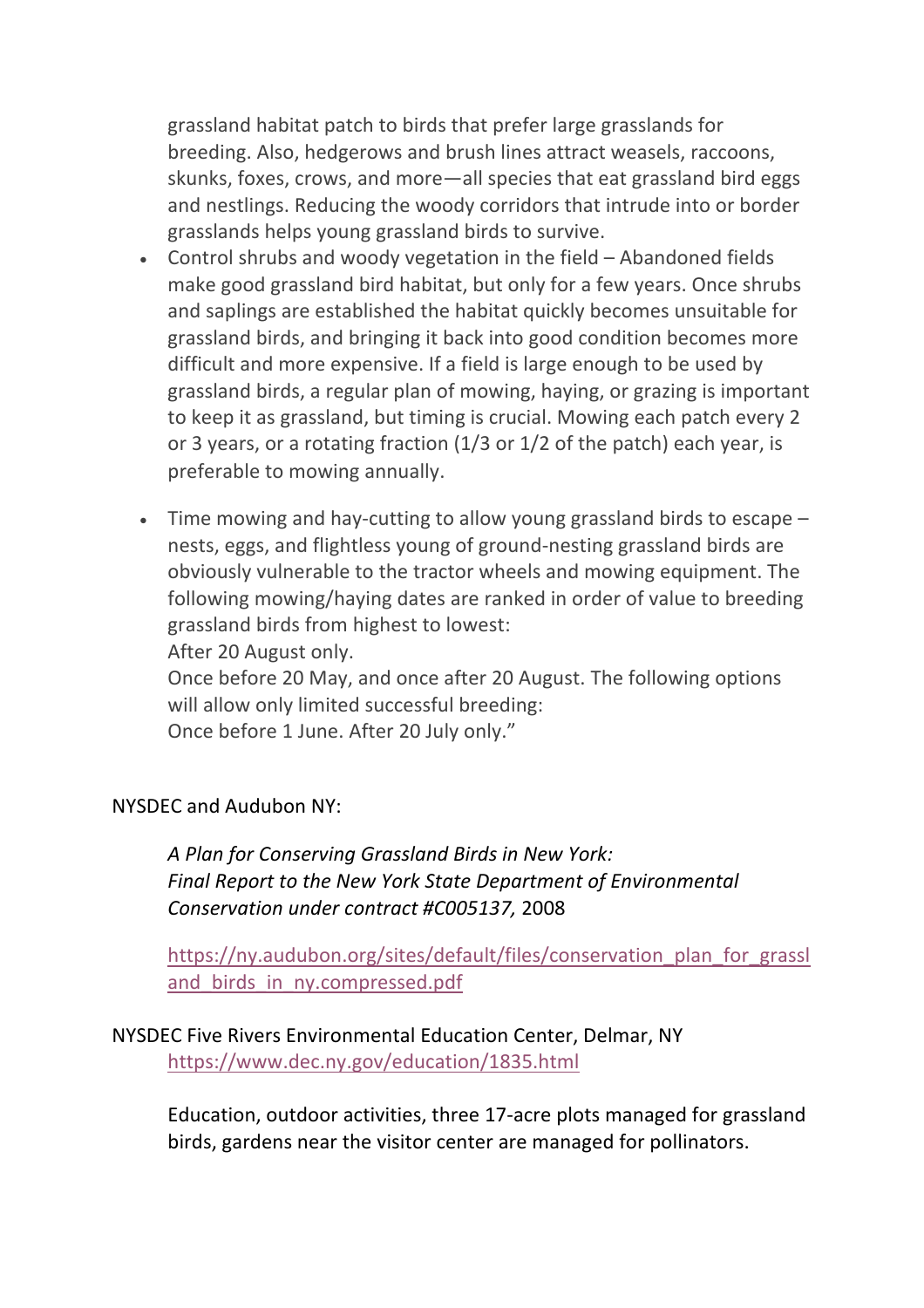grassland habitat patch to birds that prefer large grasslands for breeding. Also, hedgerows and brush lines attract weasels, raccoons, skunks, foxes, crows, and more—all species that eat grassland bird eggs and nestlings. Reducing the woody corridors that intrude into or border grasslands helps young grassland birds to survive.

- Control shrubs and woody vegetation in the field – Abandoned fields make good grassland bird habitat, but only for a few years. Once shrubs and saplings are established the habitat quickly becomes unsuitable for grassland birds, and bringing it back into good condition becomes more difficult and more expensive. If a field is large enough to be used by grassland birds, a regular plan of mowing, haying, or grazing is important to keep it as grassland, but timing is crucial. Mowing each patch every 2 or 3 years, or a rotating fraction (1/3 or 1/2 of the patch) each year, is preferable to mowing annually.

- Time mowing and hay-cutting to allow young grassland birds to escape – nests, eggs, and flightless young of ground-nesting grassland birds are obviously vulnerable to the tractor wheels and mowing equipment. The following mowing/haying dates are ranked in order of value to breeding grassland birds from highest to lowest:
  After 20 August only.
  Once before 20 May, and once after 20 August. The following options will allow only limited successful breeding:
  Once before 1 June. After 20 July only."

NYSDEC and Audubon NY:

> *A Plan for Conserving Grassland Birds in New York: Final Report to the New York State Department of Environmental Conservation under contract #C005137,* 2008
>
> https://ny.audubon.org/sites/default/files/conservation_plan_for_grassland_birds_in_ny.compressed.pdf

NYSDEC Five Rivers Environmental Education Center, Delmar, NY
https://www.dec.ny.gov/education/1835.html

> Education, outdoor activities, three 17-acre plots managed for grassland birds, gardens near the visitor center are managed for pollinators.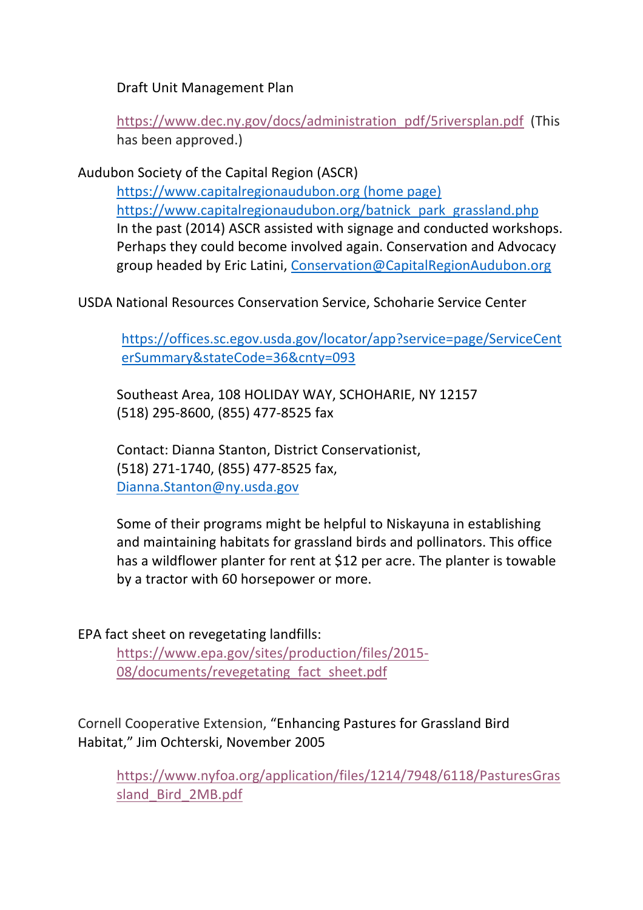Draft Unit Management Plan

https://www.dec.ny.gov/docs/administration_pdf/5riversplan.pdf (This has been approved.)

Audubon Society of the Capital Region (ASCR)

https://www.capitalregionaudubon.org (home page)
https://www.capitalregionaudubon.org/batnick_park_grassland.php
In the past (2014) ASCR assisted with signage and conducted workshops. Perhaps they could become involved again. Conservation and Advocacy group headed by Eric Latini, Conservation@CapitalRegionAudubon.org

USDA National Resources Conservation Service, Schoharie Service Center

https://offices.sc.egov.usda.gov/locator/app?service=page/ServiceCenterSummary&stateCode=36&cnty=093

Southeast Area, 108 HOLIDAY WAY, SCHOHARIE, NY 12157
(518) 295-8600, (855) 477-8525 fax

Contact: Dianna Stanton, District Conservationist,
(518) 271-1740, (855) 477-8525 fax,
Dianna.Stanton@ny.usda.gov

Some of their programs might be helpful to Niskayuna in establishing and maintaining habitats for grassland birds and pollinators. This office has a wildflower planter for rent at $12 per acre. The planter is towable by a tractor with 60 horsepower or more.

EPA fact sheet on revegetating landfills:

https://www.epa.gov/sites/production/files/2015-08/documents/revegetating_fact_sheet.pdf

Cornell Cooperative Extension, "Enhancing Pastures for Grassland Bird Habitat," Jim Ochterski, November 2005

https://www.nyfoa.org/application/files/1214/7948/6118/PasturesGrassland_Bird_2MB.pdf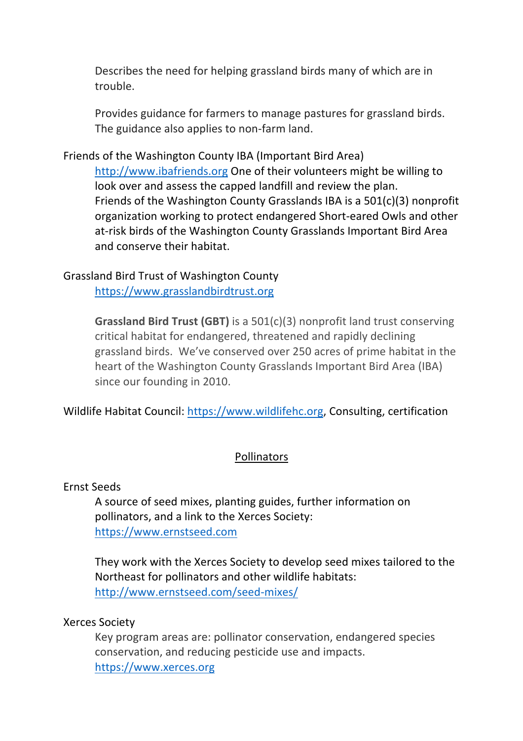Describes the need for helping grassland birds many of which are in trouble.

Provides guidance for farmers to manage pastures for grassland birds. The guidance also applies to non-farm land.

Friends of the Washington County IBA (Important Bird Area)

http://www.ibafriends.org One of their volunteers might be willing to look over and assess the capped landfill and review the plan. Friends of the Washington County Grasslands IBA is a 501(c)(3) nonprofit organization working to protect endangered Short-eared Owls and other at-risk birds of the Washington County Grasslands Important Bird Area and conserve their habitat.

Grassland Bird Trust of Washington County

https://www.grasslandbirdtrust.org

**Grassland Bird Trust (GBT)** is a 501(c)(3) nonprofit land trust conserving critical habitat for endangered, threatened and rapidly declining grassland birds. We've conserved over 250 acres of prime habitat in the heart of the Washington County Grasslands Important Bird Area (IBA) since our founding in 2010.

Wildlife Habitat Council: https://www.wildlifehc.org, Consulting, certification

## Pollinators

Ernst Seeds

A source of seed mixes, planting guides, further information on pollinators, and a link to the Xerces Society: https://www.ernstseed.com

They work with the Xerces Society to develop seed mixes tailored to the Northeast for pollinators and other wildlife habitats: http://www.ernstseed.com/seed-mixes/

Xerces Society

Key program areas are: pollinator conservation, endangered species conservation, and reducing pesticide use and impacts. https://www.xerces.org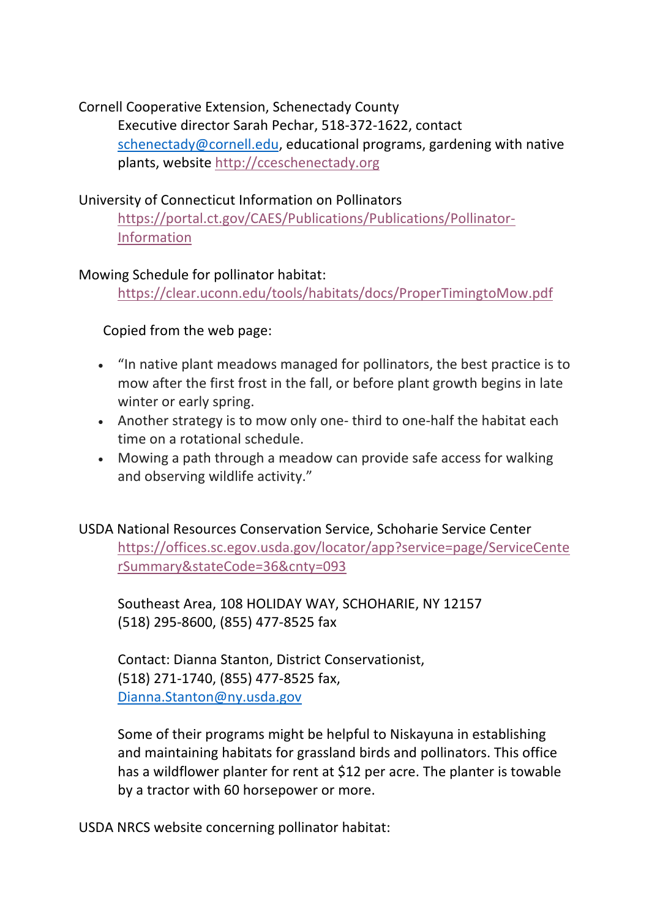Cornell Cooperative Extension, Schenectady County

> Executive director Sarah Pechar, 518-372-1622, contact schenectady@cornell.edu, educational programs, gardening with native plants, website http://cceschenectady.org

University of Connecticut Information on Pollinators

> https://portal.ct.gov/CAES/Publications/Publications/Pollinator-Information

Mowing Schedule for pollinator habitat:

> https://clear.uconn.edu/tools/habitats/docs/ProperTimingtoMow.pdf

Copied from the web page:

- "In native plant meadows managed for pollinators, the best practice is to mow after the first frost in the fall, or before plant growth begins in late winter or early spring.
- Another strategy is to mow only one- third to one-half the habitat each time on a rotational schedule.
- Mowing a path through a meadow can provide safe access for walking and observing wildlife activity."

USDA National Resources Conservation Service, Schoharie Service Center

> https://offices.sc.egov.usda.gov/locator/app?service=page/ServiceCenterSummary&stateCode=36&cnty=093
>
> Southeast Area, 108 HOLIDAY WAY, SCHOHARIE, NY 12157
> (518) 295-8600, (855) 477-8525 fax
>
> Contact: Dianna Stanton, District Conservationist,
> (518) 271-1740, (855) 477-8525 fax,
> Dianna.Stanton@ny.usda.gov
>
> Some of their programs might be helpful to Niskayuna in establishing and maintaining habitats for grassland birds and pollinators. This office has a wildflower planter for rent at $12 per acre. The planter is towable by a tractor with 60 horsepower or more.

USDA NRCS website concerning pollinator habitat: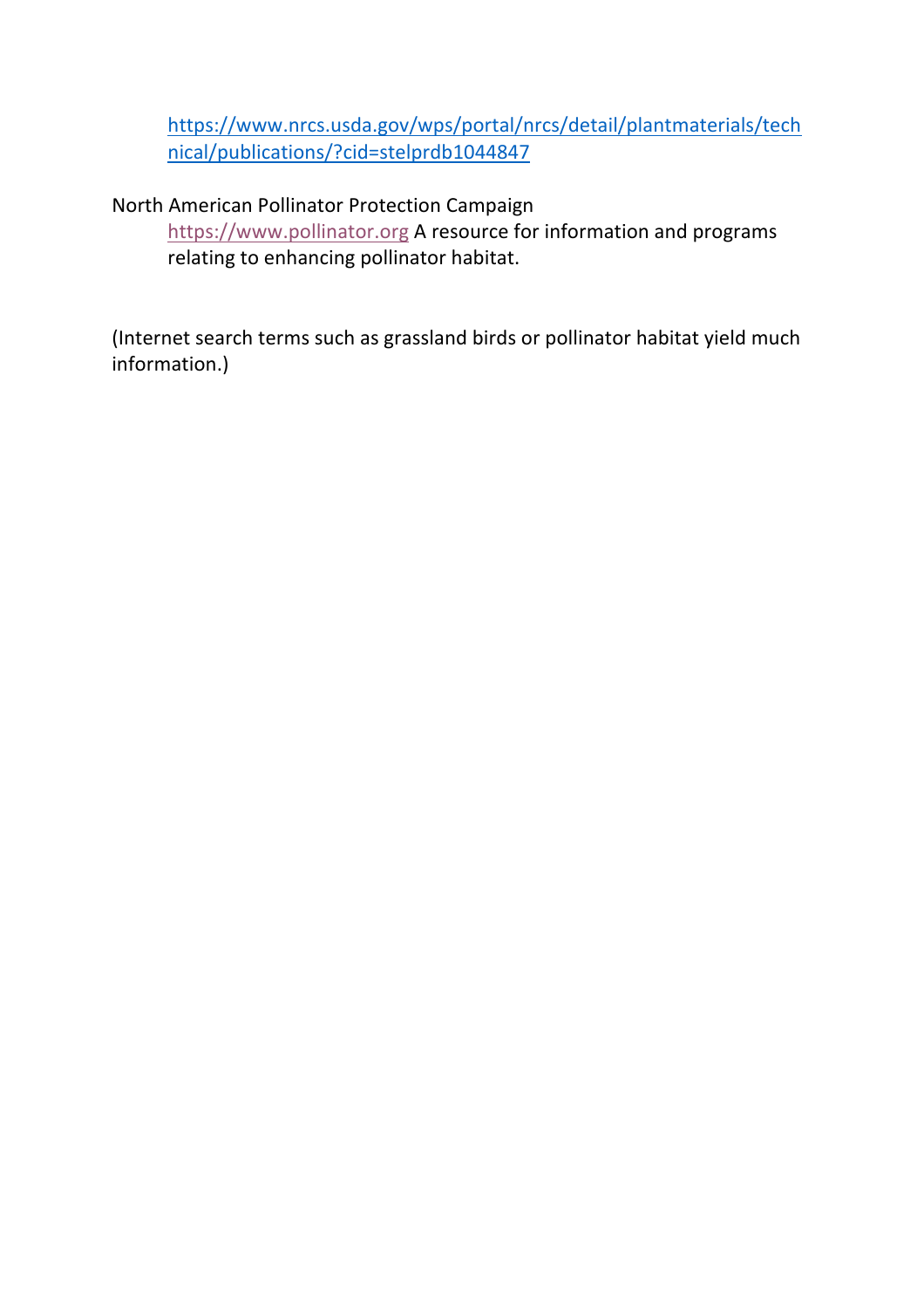https://www.nrcs.usda.gov/wps/portal/nrcs/detail/plantmaterials/technical/publications/?cid=stelprdb1044847

North American Pollinator Protection Campaign

https://www.pollinator.org A resource for information and programs relating to enhancing pollinator habitat.

(Internet search terms such as grassland birds or pollinator habitat yield much information.)